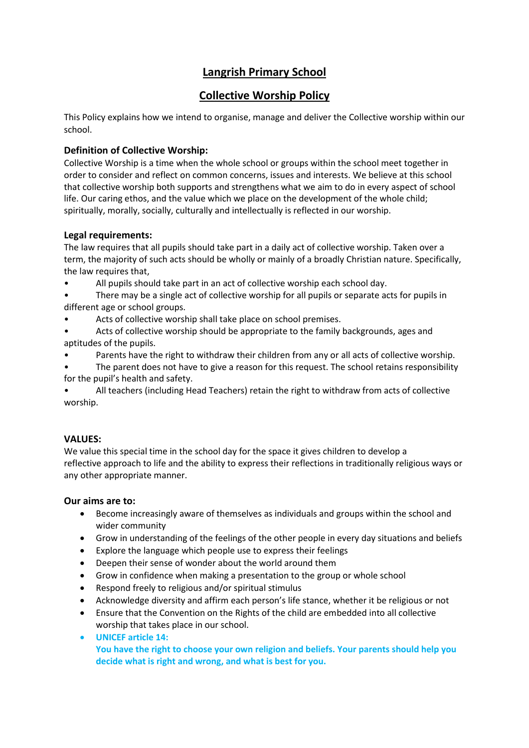# Langrish Primary School

## Collective Worship Policy

This Policy explains how we intend to organise, manage and deliver the Collective worship within our school.

**Definition of Collective Worship:**
Collective Worship is a time when the whole school or groups within the school meet together in order to consider and reflect on common concerns, issues and interests. We believe at this school that collective worship both supports and strengthens what we aim to do in every aspect of school life. Our caring ethos, and the value which we place on the development of the whole child; spiritually, morally, socially, culturally and intellectually is reflected in our worship.

**Legal requirements:**
The law requires that all pupils should take part in a daily act of collective worship. Taken over a term, the majority of such acts should be wholly or mainly of a broadly Christian nature. Specifically, the law requires that,

- All pupils should take part in an act of collective worship each school day.
- There may be a single act of collective worship for all pupils or separate acts for pupils in different age or school groups.
- Acts of collective worship shall take place on school premises.
- Acts of collective worship should be appropriate to the family backgrounds, ages and aptitudes of the pupils.
- Parents have the right to withdraw their children from any or all acts of collective worship.
- The parent does not have to give a reason for this request. The school retains responsibility for the pupil's health and safety.
- All teachers (including Head Teachers) retain the right to withdraw from acts of collective worship.

**VALUES:**
We value this special time in the school day for the space it gives children to develop a reflective approach to life and the ability to express their reflections in traditionally religious ways or any other appropriate manner.

**Our aims are to:**

- Become increasingly aware of themselves as individuals and groups within the school and wider community
- Grow in understanding of the feelings of the other people in every day situations and beliefs
- Explore the language which people use to express their feelings
- Deepen their sense of wonder about the world around them
- Grow in confidence when making a presentation to the group or whole school
- Respond freely to religious and/or spiritual stimulus
- Acknowledge diversity and affirm each person's life stance, whether it be religious or not
- Ensure that the Convention on the Rights of the child are embedded into all collective worship that takes place in our school.
- **UNICEF article 14:**
  **You have the right to choose your own religion and beliefs. Your parents should help you decide what is right and wrong, and what is best for you.**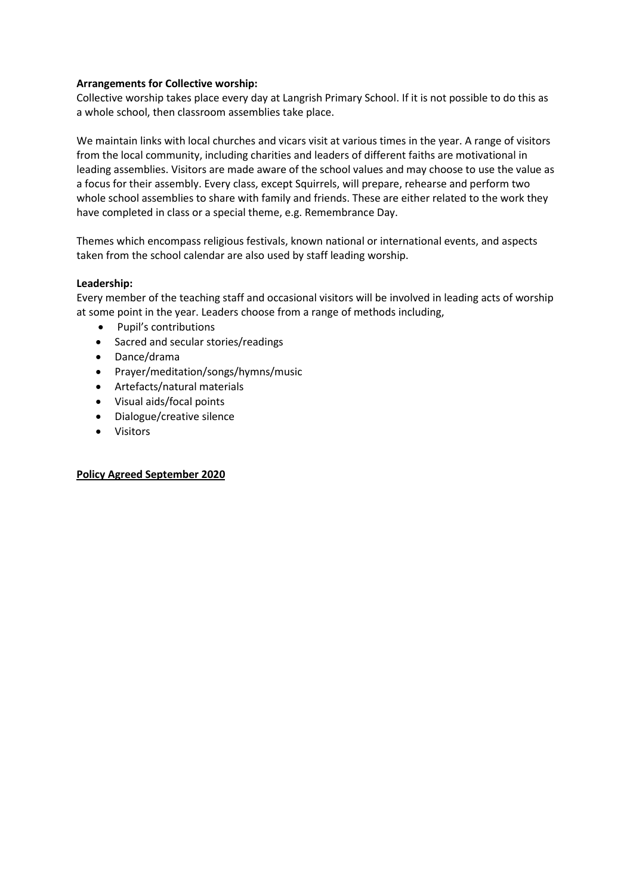**Arrangements for Collective worship:**

Collective worship takes place every day at Langrish Primary School. If it is not possible to do this as a whole school, then classroom assemblies take place.

We maintain links with local churches and vicars visit at various times in the year. A range of visitors from the local community, including charities and leaders of different faiths are motivational in leading assemblies. Visitors are made aware of the school values and may choose to use the value as a focus for their assembly. Every class, except Squirrels, will prepare, rehearse and perform two whole school assemblies to share with family and friends. These are either related to the work they have completed in class or a special theme, e.g. Remembrance Day.

Themes which encompass religious festivals, known national or international events, and aspects taken from the school calendar are also used by staff leading worship.

**Leadership:**

Every member of the teaching staff and occasional visitors will be involved in leading acts of worship at some point in the year. Leaders choose from a range of methods including,

- Pupil's contributions
- Sacred and secular stories/readings
- Dance/drama
- Prayer/meditation/songs/hymns/music
- Artefacts/natural materials
- Visual aids/focal points
- Dialogue/creative silence
- Visitors

**Policy Agreed September 2020**